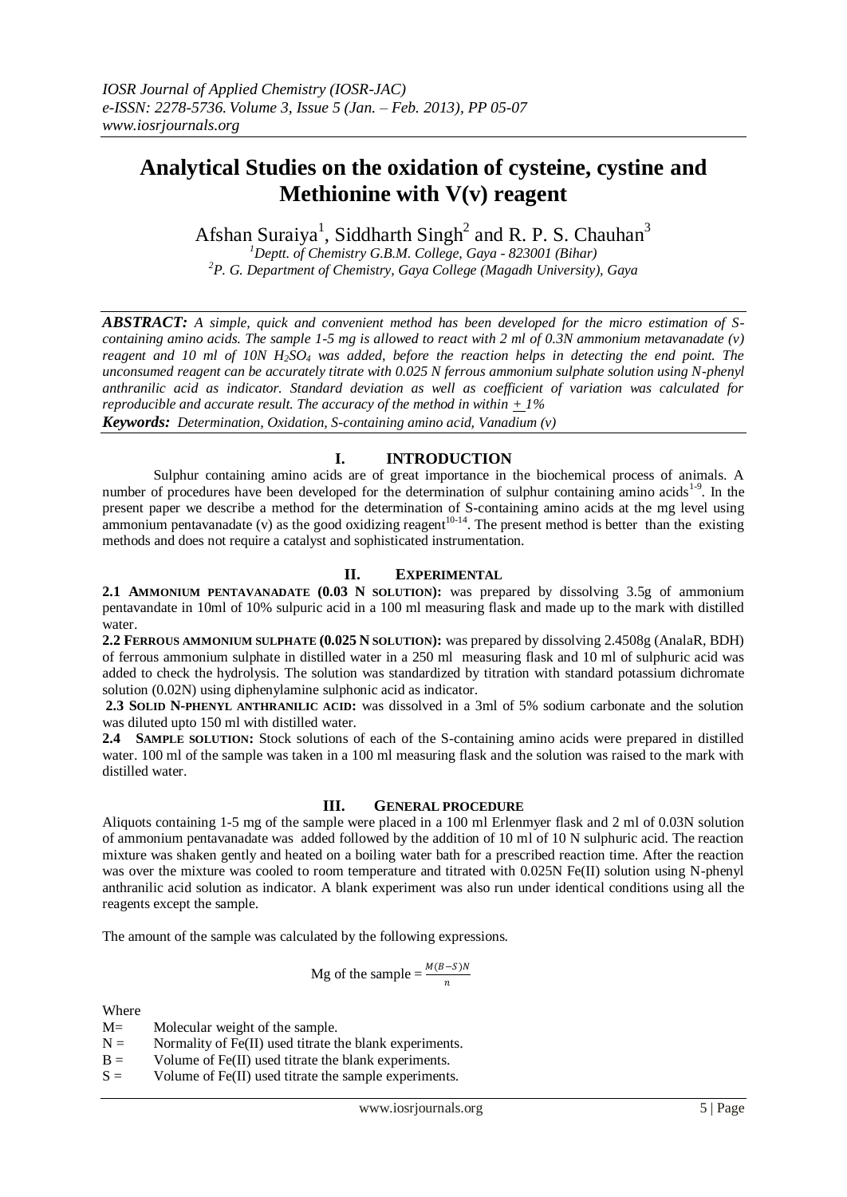# Analytical Studies on the oxidation of cysteine, cystine and Methionine with V(v) reagent

Afshan Suraiya[1], Siddharth Singh[2] and R. P. S. Chauhan[3]

[1]Deptt. of Chemistry G.B.M. College, Gaya - 823001 (Bihar)
[2]P. G. Department of Chemistry, Gaya College (Magadh University), Gaya

***ABSTRACT:*** *A simple, quick and convenient method has been developed for the micro estimation of S-containing amino acids. The sample 1-5 mg is allowed to react with 2 ml of 0.3N ammonium metavanadate (v) reagent and 10 ml of 10N $H_2SO_4$ was added, before the reaction helps in detecting the end point. The unconsumed reagent can be accurately titrate with 0.025 N ferrous ammonium sulphate solution using N-phenyl anthranilic acid as indicator. Standard deviation as well as coefficient of variation was calculated for reproducible and accurate result. The accuracy of the method in within ± 1%*

***Keywords:*** *Determination, Oxidation, S-containing amino acid, Vanadium (v)*

## I. INTRODUCTION

Sulphur containing amino acids are of great importance in the biochemical process of animals. A number of procedures have been developed for the determination of sulphur containing amino acids[1-9]. In the present paper we describe a method for the determination of S-containing amino acids at the mg level using ammonium pentavanadate (v) as the good oxidizing reagent[10-14]. The present method is better than the existing methods and does not require a catalyst and sophisticated instrumentation.

## II. EXPERIMENTAL

**2.1 AMMONIUM PENTAVANADATE (0.03 N SOLUTION):** was prepared by dissolving 3.5g of ammonium pentavandate in 10ml of 10% sulpuric acid in a 100 ml measuring flask and made up to the mark with distilled water.

**2.2 FERROUS AMMONIUM SULPHATE (0.025 N SOLUTION):** was prepared by dissolving 2.4508g (AnalaR, BDH) of ferrous ammonium sulphate in distilled water in a 250 ml measuring flask and 10 ml of sulphuric acid was added to check the hydrolysis. The solution was standardized by titration with standard potassium dichromate solution (0.02N) using diphenylamine sulphonic acid as indicator.

**2.3 SOLID N-PHENYL ANTHRANILIC ACID:** was dissolved in a 3ml of 5% sodium carbonate and the solution was diluted upto 150 ml with distilled water.

**2.4 SAMPLE SOLUTION:** Stock solutions of each of the S-containing amino acids were prepared in distilled water. 100 ml of the sample was taken in a 100 ml measuring flask and the solution was raised to the mark with distilled water.

## III. GENERAL PROCEDURE

Aliquots containing 1-5 mg of the sample were placed in a 100 ml Erlenmyer flask and 2 ml of 0.03N solution of ammonium pentavanadate was added followed by the addition of 10 ml of 10 N sulphuric acid. The reaction mixture was shaken gently and heated on a boiling water bath for a prescribed reaction time. After the reaction was over the mixture was cooled to room temperature and titrated with 0.025N Fe(II) solution using N-phenyl anthranilic acid solution as indicator. A blank experiment was also run under identical conditions using all the reagents except the sample.

The amount of the sample was calculated by the following expressions.

$$\text{Mg of the sample} = \frac{M(B-S)N}{n}$$

Where

M= Molecular weight of the sample.
N = Normality of Fe(II) used titrate the blank experiments.
B = Volume of Fe(II) used titrate the blank experiments.
S = Volume of Fe(II) used titrate the sample experiments.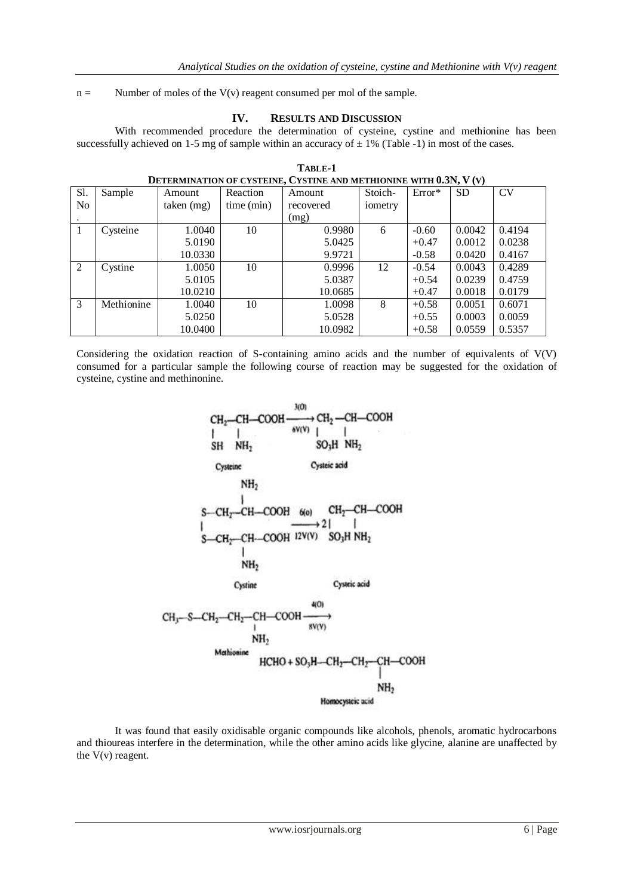$n =$ Number of moles of the V(v) reagent consumed per mol of the sample.

## IV. RESULTS AND DISCUSSION

With recommended procedure the determination of cysteine, cystine and methionine has been successfully achieved on 1-5 mg of sample within an accuracy of ± 1% (Table -1) in most of the cases.

**TABLE-1**
**DETERMINATION OF CYSTEINE, CYSTINE AND METHIONINE WITH 0.3N, V (V)**

| Sl. No. | Sample | Amount taken (mg) | Reaction time (min) | Amount recovered (mg) | Stoich-iometry | Error* | SD | CV |
|---|---|---|---|---|---|---|---|---|
| 1 | Cysteine | 1.0040 | 10 | 0.9980 | 6 | -0.60 | 0.0042 | 0.4194 |
| | | 5.0190 | | 5.0425 | | +0.47 | 0.0012 | 0.0238 |
| | | 10.0330 | | 9.9721 | | -0.58 | 0.0420 | 0.4167 |
| 2 | Cystine | 1.0050 | 10 | 0.9996 | 12 | -0.54 | 0.0043 | 0.4289 |
| | | 5.0105 | | 5.0387 | | +0.54 | 0.0239 | 0.4759 |
| | | 10.0210 | | 10.0685 | | +0.47 | 0.0018 | 0.0179 |
| 3 | Methionine | 1.0040 | 10 | 1.0098 | 8 | +0.58 | 0.0051 | 0.6071 |
| | | 5.0250 | | 5.0528 | | +0.55 | 0.0003 | 0.0059 |
| | | 10.0400 | | 10.0982 | | +0.58 | 0.0559 | 0.5357 |

Considering the oxidation reaction of S-containing amino acids and the number of equivalents of V(V) consumed for a particular sample the following course of reaction may be suggested for the oxidation of cysteine, cystine and methinonine.

$$\underset{\text{Cysteine}}{HS{-}CH_2{-}CH(NH_2){-}COOH} \xrightarrow[6V(V)]{3(O)} \underset{\text{Cysteic acid}}{HO_3S{-}CH_2{-}CH(NH_2){-}COOH}$$

$$\underset{\text{Cystine}}{\left[S{-}CH_2{-}CH(NH_2){-}COOH\right]_2} \xrightarrow[12V(V)]{6(O)} 2\,\underset{\text{Cysteic acid}}{HO_3S{-}CH_2{-}CH(NH_2){-}COOH}$$

$$\underset{\text{Methionine}}{CH_3{-}S{-}CH_2{-}CH_2{-}CH(NH_2){-}COOH} \xrightarrow[8V(V)]{4(O)} HCHO + \underset{\text{Homocysteic acid}}{HO_3S{-}CH_2{-}CH_2{-}CH(NH_2){-}COOH}$$

It was found that easily oxidisable organic compounds like alcohols, phenols, aromatic hydrocarbons and thioureas interfere in the determination, while the other amino acids like glycine, alanine are unaffected by the V(v) reagent.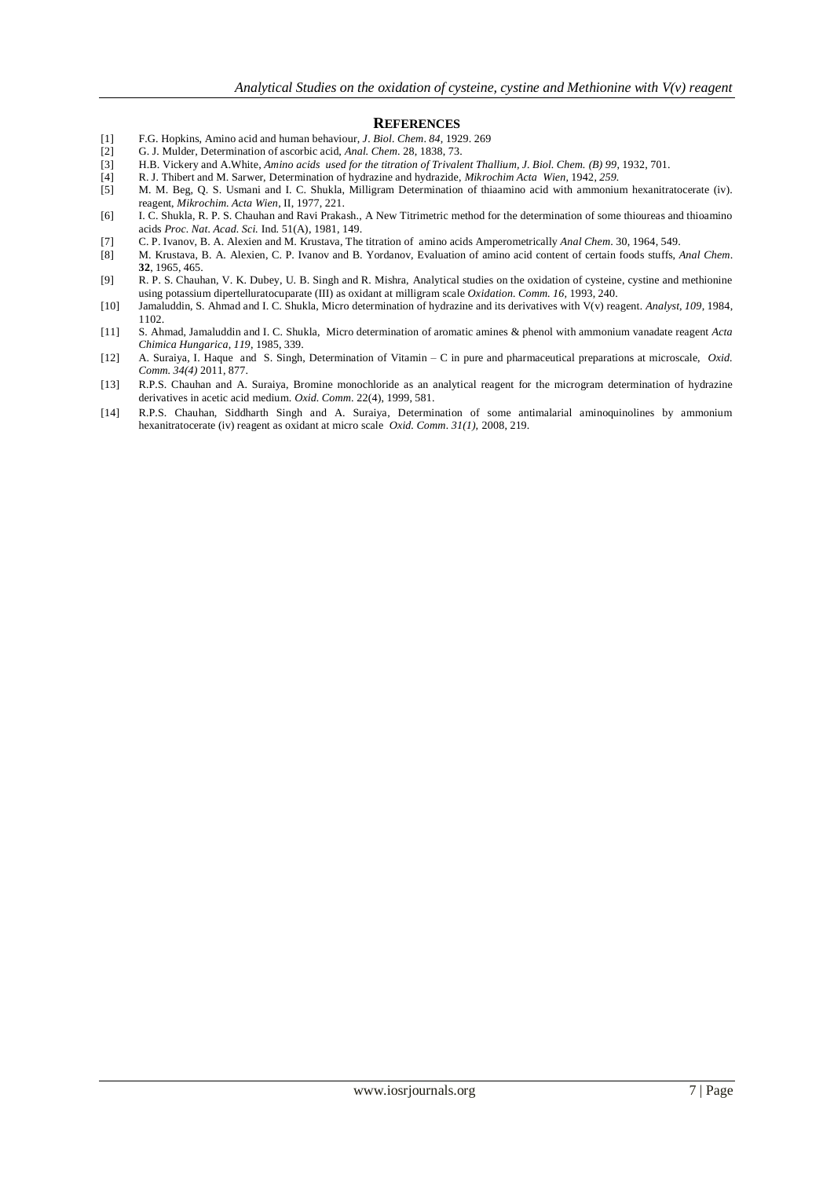## REFERENCES

[1] F.G. Hopkins, Amino acid and human behaviour, *J. Biol. Chem. 84*, 1929. 269

[2] G. J. Mulder, Determination of ascorbic acid, *Anal. Chem.* 28, 1838, 73.

[3] H.B. Vickery and A.White, *Amino acids used for the titration of Trivalent Thallium, J. Biol. Chem. (B) 99*, 1932, 701.

[4] R. J. Thibert and M. Sarwer, Determination of hydrazine and hydrazide, *Mikrochim Acta Wien*, 1942, *259.*

[5] M. M. Beg, Q. S. Usmani and I. C. Shukla, Milligram Determination of thiaamino acid with ammonium hexanitratocerate (iv). reagent, *Mikrochim. Acta Wien*, II, 1977, 221.

[6] I. C. Shukla, R. P. S. Chauhan and Ravi Prakash., A New Titrimetric method for the determination of some thioureas and thioamino acids *Proc. Nat. Acad. Sci.* Ind. 51(A), 1981, 149.

[7] C. P. Ivanov, B. A. Alexien and M. Krustava, The titration of amino acids Amperometrically *Anal Chem*. 30, 1964, 549.

[8] M. Krustava, B. A. Alexien, C. P. Ivanov and B. Yordanov, Evaluation of amino acid content of certain foods stuffs, *Anal Chem*. **32**, 1965, 465.

[9] R. P. S. Chauhan, V. K. Dubey, U. B. Singh and R. Mishra, Analytical studies on the oxidation of cysteine, cystine and methionine using potassium dipertelluratocuparate (III) as oxidant at milligram scale *Oxidation. Comm. 16*, 1993, 240.

[10] Jamaluddin, S. Ahmad and I. C. Shukla, Micro determination of hydrazine and its derivatives with V(v) reagent. *Analyst, 109*, 1984, 1102.

[11] S. Ahmad, Jamaluddin and I. C. Shukla, Micro determination of aromatic amines & phenol with ammonium vanadate reagent *Acta Chimica Hungarica, 119*, 1985, 339.

[12] A. Suraiya, I. Haque and S. Singh, Determination of Vitamin – C in pure and pharmaceutical preparations at microscale, *Oxid. Comm. 34(4)* 2011, 877.

[13] R.P.S. Chauhan and A. Suraiya, Bromine monochloride as an analytical reagent for the microgram determination of hydrazine derivatives in acetic acid medium. *Oxid. Comm*. 22(4), 1999, 581.

[14] R.P.S. Chauhan, Siddharth Singh and A. Suraiya, Determination of some antimalarial aminoquinolines by ammonium hexanitratocerate (iv) reagent as oxidant at micro scale *Oxid. Comm. 31(1),* 2008, 219.